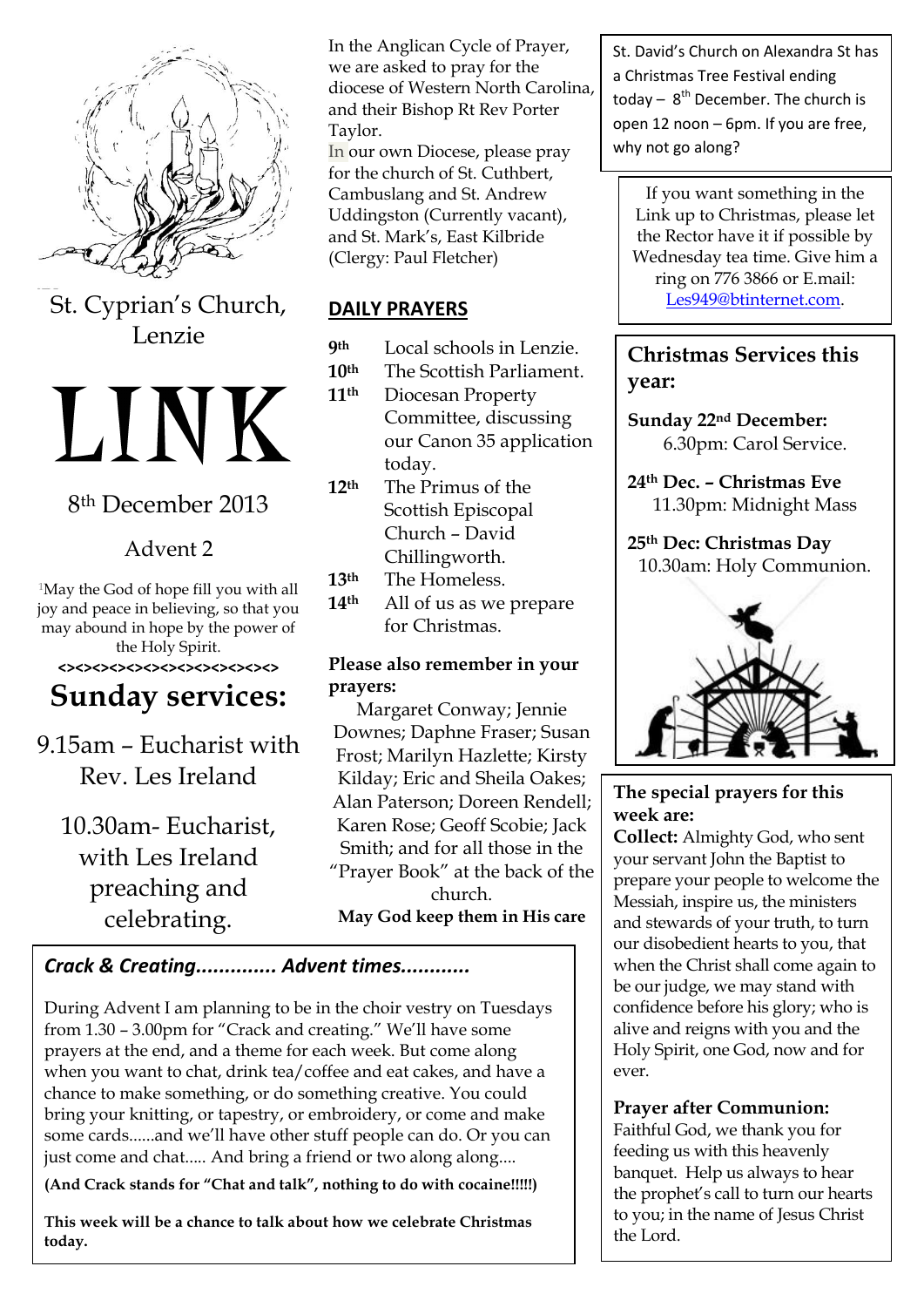St. Cyprian's Church, Lenzie

# LINK

8th December 2013

Advent 2

[1]May the God of hope fill you with all joy and peace in believing, so that you may abound in hope by the power of the Holy Spirit.

<><><><><><><><><><><><><>

## Sunday services:

9.15am – Eucharist with Rev. Les Ireland

10.30am- Eucharist, with Les Ireland preaching and celebrating.

In the Anglican Cycle of Prayer, we are asked to pray for the diocese of Western North Carolina, and their Bishop Rt Rev Porter Taylor.

In our own Diocese, please pray for the church of St. Cuthbert, Cambuslang and St. Andrew Uddingston (Currently vacant), and St. Mark's, East Kilbride (Clergy: Paul Fletcher)

## DAILY PRAYERS

- **9th** Local schools in Lenzie.
- **10th** The Scottish Parliament.
- **11th** Diocesan Property Committee, discussing our Canon 35 application today.
- **12th** The Primus of the Scottish Episcopal Church – David Chillingworth.
- **13th** The Homeless.
- **14th** All of us as we prepare for Christmas.

**Please also remember in your prayers:**

Margaret Conway; Jennie Downes; Daphne Fraser; Susan Frost; Marilyn Hazlette; Kirsty Kilday; Eric and Sheila Oakes; Alan Paterson; Doreen Rendell; Karen Rose; Geoff Scobie; Jack Smith; and for all those in the "Prayer Book" at the back of the church.

**May God keep them in His care**

St. David's Church on Alexandra St has a Christmas Tree Festival ending today – 8th December. The church is open 12 noon – 6pm. If you are free, why not go along?

If you want something in the Link up to Christmas, please let the Rector have it if possible by Wednesday tea time. Give him a ring on 776 3866 or E.mail: Les949@btinternet.com.

## Christmas Services this year:

**Sunday 22nd December:**
6.30pm: Carol Service.

**24th Dec. – Christmas Eve**
11.30pm: Midnight Mass

**25th Dec: Christmas Day**
10.30am: Holy Communion.

## *Crack & Creating............. Advent times...........*

During Advent I am planning to be in the choir vestry on Tuesdays from 1.30 – 3.00pm for "Crack and creating." We'll have some prayers at the end, and a theme for each week. But come along when you want to chat, drink tea/coffee and eat cakes, and have a chance to make something, or do something creative. You could bring your knitting, or tapestry, or embroidery, or come and make some cards......and we'll have other stuff people can do. Or you can just come and chat..... And bring a friend or two along along....

**(And Crack stands for "Chat and talk", nothing to do with cocaine!!!!!)**

**This week will be a chance to talk about how we celebrate Christmas today.**

**The special prayers for this week are:**

**Collect:** Almighty God, who sent your servant John the Baptist to prepare your people to welcome the Messiah, inspire us, the ministers and stewards of your truth, to turn our disobedient hearts to you, that when the Christ shall come again to be our judge, we may stand with confidence before his glory; who is alive and reigns with you and the Holy Spirit, one God, now and for ever.

**Prayer after Communion:**
Faithful God, we thank you for feeding us with this heavenly banquet. Help us always to hear the prophet's call to turn our hearts to you; in the name of Jesus Christ the Lord.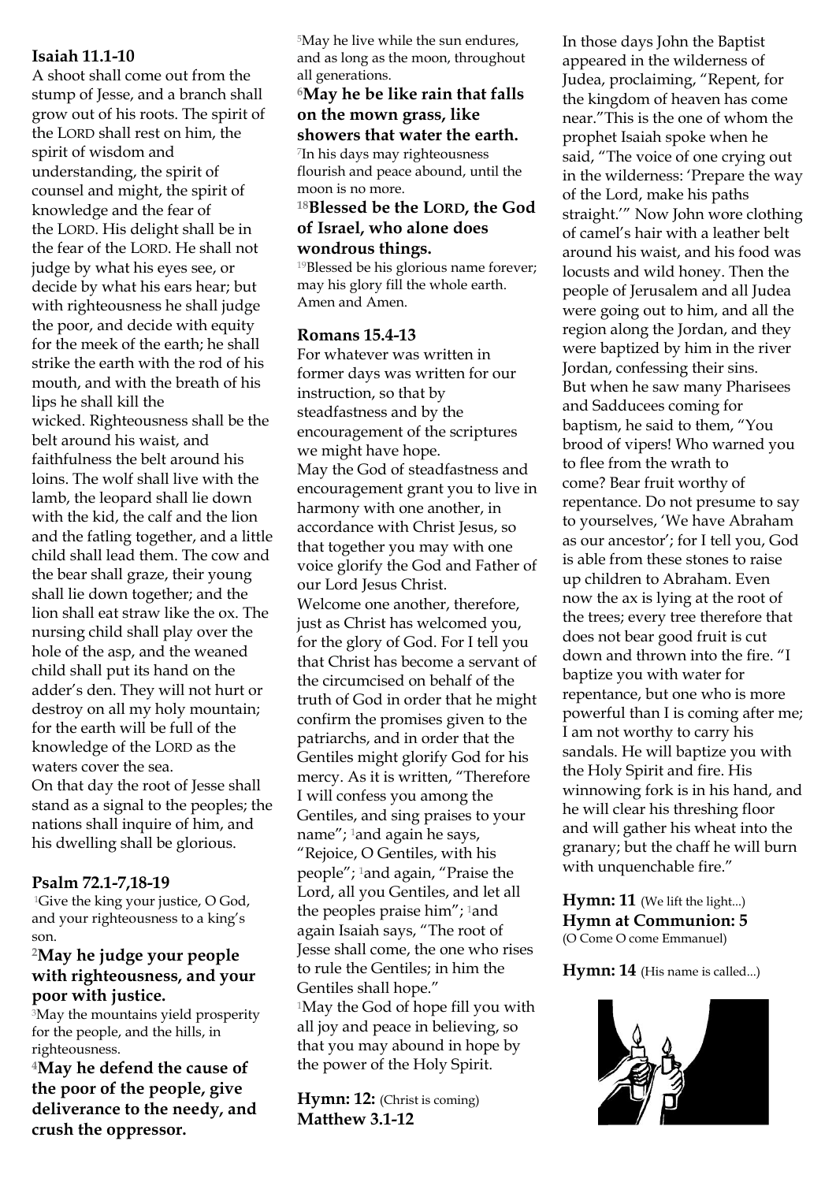## Isaiah 11.1-10

A shoot shall come out from the stump of Jesse, and a branch shall grow out of his roots. The spirit of the LORD shall rest on him, the spirit of wisdom and understanding, the spirit of counsel and might, the spirit of knowledge and the fear of the LORD. His delight shall be in the fear of the LORD. He shall not judge by what his eyes see, or decide by what his ears hear; but with righteousness he shall judge the poor, and decide with equity for the meek of the earth; he shall strike the earth with the rod of his mouth, and with the breath of his lips he shall kill the wicked. Righteousness shall be the belt around his waist, and faithfulness the belt around his loins. The wolf shall live with the lamb, the leopard shall lie down with the kid, the calf and the lion and the fatling together, and a little child shall lead them. The cow and the bear shall graze, their young shall lie down together; and the lion shall eat straw like the ox. The nursing child shall play over the hole of the asp, and the weaned child shall put its hand on the adder's den. They will not hurt or destroy on all my holy mountain; for the earth will be full of the knowledge of the LORD as the waters cover the sea.

On that day the root of Jesse shall stand as a signal to the peoples; the nations shall inquire of him, and his dwelling shall be glorious.

## Psalm 72.1-7,18-19

[1]Give the king your justice, O God, and your righteousness to a king's son.

**[2]May he judge your people with righteousness, and your poor with justice.**

[3]May the mountains yield prosperity for the people, and the hills, in righteousness.

**[4]May he defend the cause of the poor of the people, give deliverance to the needy, and crush the oppressor.**

[5]May he live while the sun endures, and as long as the moon, throughout all generations.

**[6]May he be like rain that falls on the mown grass, like showers that water the earth.**

[7]In his days may righteousness flourish and peace abound, until the moon is no more.

**[18]Blessed be the LORD, the God of Israel, who alone does wondrous things.**

[19]Blessed be his glorious name forever; may his glory fill the whole earth. Amen and Amen.

## Romans 15.4-13

For whatever was written in former days was written for our instruction, so that by steadfastness and by the encouragement of the scriptures we might have hope.

May the God of steadfastness and encouragement grant you to live in harmony with one another, in accordance with Christ Jesus, so that together you may with one voice glorify the God and Father of our Lord Jesus Christ.

Welcome one another, therefore, just as Christ has welcomed you, for the glory of God. For I tell you that Christ has become a servant of the circumcised on behalf of the truth of God in order that he might confirm the promises given to the patriarchs, and in order that the Gentiles might glorify God for his mercy. As it is written, "Therefore I will confess you among the Gentiles, and sing praises to your name"; [1]and again he says, "Rejoice, O Gentiles, with his people"; [1]and again, "Praise the Lord, all you Gentiles, and let all the peoples praise him"; [1]and again Isaiah says, "The root of Jesse shall come, the one who rises to rule the Gentiles; in him the Gentiles shall hope."

[1]May the God of hope fill you with all joy and peace in believing, so that you may abound in hope by the power of the Holy Spirit.

**Hymn: 12:** (Christ is coming)

## Matthew 3.1-12

In those days John the Baptist appeared in the wilderness of Judea, proclaiming, "Repent, for the kingdom of heaven has come near."This is the one of whom the prophet Isaiah spoke when he said, "The voice of one crying out in the wilderness: 'Prepare the way of the Lord, make his paths straight.'" Now John wore clothing of camel's hair with a leather belt around his waist, and his food was locusts and wild honey. Then the people of Jerusalem and all Judea were going out to him, and all the region along the Jordan, and they were baptized by him in the river Jordan, confessing their sins.

But when he saw many Pharisees and Sadducees coming for baptism, he said to them, "You brood of vipers! Who warned you to flee from the wrath to come? Bear fruit worthy of repentance. Do not presume to say to yourselves, 'We have Abraham as our ancestor'; for I tell you, God is able from these stones to raise up children to Abraham. Even now the ax is lying at the root of the trees; every tree therefore that does not bear good fruit is cut down and thrown into the fire. "I baptize you with water for repentance, but one who is more powerful than I is coming after me; I am not worthy to carry his sandals. He will baptize you with the Holy Spirit and fire. His winnowing fork is in his hand, and he will clear his threshing floor and will gather his wheat into the granary; but the chaff he will burn with unquenchable fire."

**Hymn: 11** (We lift the light...)

**Hymn at Communion: 5** (O Come O come Emmanuel)

**Hymn: 14** (His name is called...)